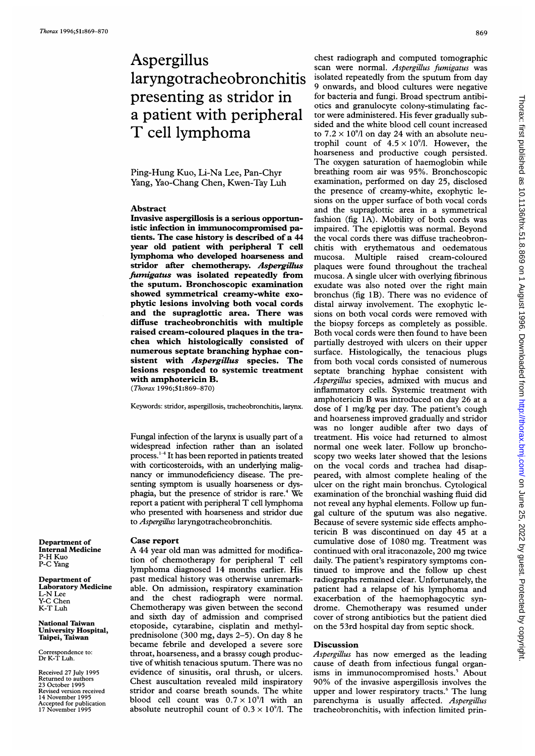# Aspergillus laryngotracheobronchitis presenting as stridor in a patient with peripheral T cell lymphoma

Ping-Hung Kuo, Li-Na Lee, Pan-Chyr Yang, Yao-Chang Chen, Kwen-Tay Luh

## Abstract

**Invasive aspergillosis is a serious opportunistic infection in immunocompromised patients. The case history is described of a 44 year old patient with peripheral T cell lymphoma who developed hoarseness and stridor after chemotherapy. *Aspergillus fumigatus* was isolated repeatedly from the sputum. Bronchoscopic examination showed symmetrical creamy-white exophytic lesions involving both vocal cords and the supraglottic area. There was diffuse tracheobronchitis with multiple raised cream-coloured plaques in the trachea which histologically consisted of numerous septate branching hyphae consistent with *Aspergillus* species. The lesions responded to systemic treatment with amphotericin B.**

(*Thorax* 1996;51:869–870)

Keywords: stridor, aspergillosis, tracheobronchitis, larynx.

Fungal infection of the larynx is usually part of a widespread infection rather than an isolated process.[1-4] It has been reported in patients treated with corticosteroids, with an underlying malignancy or immunodeficiency disease. The presenting symptom is usually hoarseness or dysphagia, but the presence of stridor is rare.[4] We report a patient with peripheral T cell lymphoma who presented with hoarseness and stridor due to *Aspergillus* laryngotracheobronchitis.

## Case report

A 44 year old man was admitted for modification of chemotherapy for peripheral T cell lymphoma diagnosed 14 months earlier. His past medical history was otherwise unremarkable. On admission, respiratory examination and the chest radiograph were normal. Chemotherapy was given between the second and sixth day of admission and comprised etoposide, cytarabine, cisplatin and methylprednisolone (300 mg, days 2–5). On day 8 he became febrile and developed a severe sore throat, hoarseness, and a brassy cough productive of whitish tenacious sputum. There was no evidence of sinusitis, oral thrush, or ulcers. Chest auscultation revealed mild inspiratory stridor and coarse breath sounds. The white blood cell count was $0.7 \times 10^9$/l with an absolute neutrophil count of $0.3 \times 10^9$/l. The chest radiograph and computed tomographic scan were normal. *Aspergillus fumigatus* was isolated repeatedly from the sputum from day 9 onwards, and blood cultures were negative for bacteria and fungi. Broad spectrum antibiotics and granulocyte colony-stimulating factor were administered. His fever gradually subsided and the white blood cell count increased to $7.2 \times 10^9$/l on day 24 with an absolute neutrophil count of $4.5 \times 10^9$/l. However, the hoarseness and productive cough persisted. The oxygen saturation of haemoglobin while breathing room air was 95%. Bronchoscopic examination, performed on day 25, disclosed the presence of creamy-white, exophytic lesions on the upper surface of both vocal cords and the supraglottic area in a symmetrical fashion (fig 1A). Mobility of both cords was impaired. The epiglottis was normal. Beyond the vocal cords there was diffuse tracheobronchitis with erythematous and oedematous mucosa. Multiple raised cream-coloured plaques were found throughout the tracheal mucosa. A single ulcer with overlying fibrinous exudate was also noted over the right main bronchus (fig 1B). There was no evidence of distal airway involvement. The exophytic lesions on both vocal cords were removed with the biopsy forceps as completely as possible. Both vocal cords were then found to have been partially destroyed with ulcers on their upper surface. Histologically, the tenacious plugs from both vocal cords consisted of numerous septate branching hyphae consistent with *Aspergillus* species, admixed with mucus and inflammatory cells. Systemic treatment with amphotericin B was introduced on day 26 at a dose of 1 mg/kg per day. The patient's cough and hoarseness improved gradually and stridor was no longer audible after two days of treatment. His voice had returned to almost normal one week later. Follow up bronchoscopy two weeks later showed that the lesions on the vocal cords and trachea had disappeared, with almost complete healing of the ulcer on the right main bronchus. Cytological examination of the bronchial washing fluid did not reveal any hyphal elements. Follow up fungal culture of the sputum was also negative. Because of severe systemic side effects amphotericin B was discontinued on day 45 at a cumulative dose of 1080 mg. Treatment was continued with oral itraconazole, 200 mg twice daily. The patient's respiratory symptoms continued to improve and the follow up chest radiographs remained clear. Unfortunately, the patient had a relapse of his lymphoma and exacerbation of the haemophagocytic syndrome. Chemotherapy was resumed under cover of strong antibiotics but the patient died on the 53rd hospital day from septic shock.

## Discussion

*Aspergillus* has now emerged as the leading cause of death from infectious fungal organisms in immunocompromised hosts.[5] About 90% of the invasive aspergillosis involves the upper and lower respiratory tracts.[6] The lung parenchyma is usually affected. *Aspergillus* tracheobronchitis, with infection limited prin-

Department of Internal Medicine
P-H Kuo
P-C Yang

Department of Laboratory Medicine
L-N Lee
Y-C Chen
K-T Luh

National Taiwan University Hospital, Taipei, Taiwan

Correspondence to: Dr K-T Luh.

Received 27 July 1995
Returned to authors 23 October 1995
Revised version received 14 November 1995
Accepted for publication 17 November 1995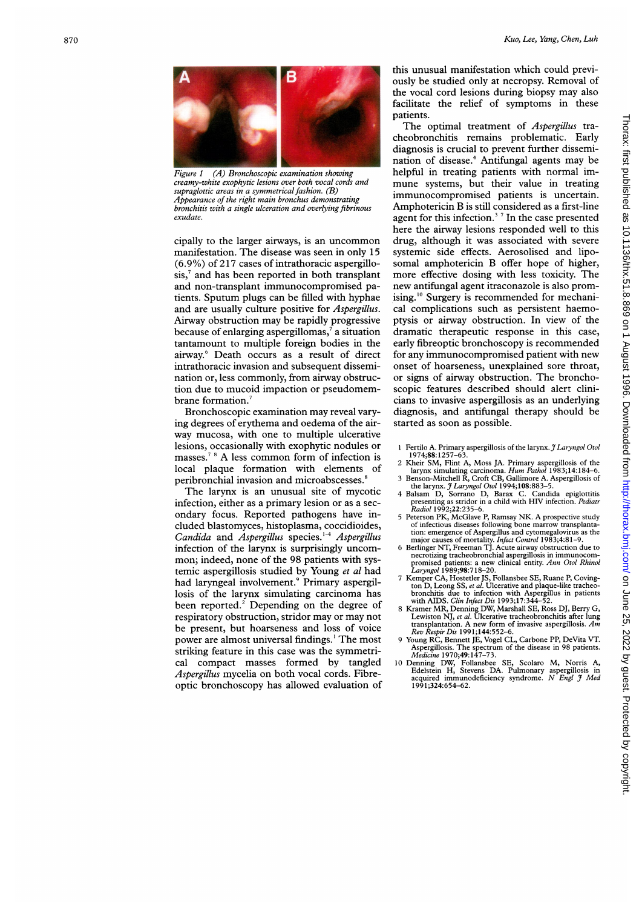Figure 1 (A) Bronchoscopic examination showing creamy-white exophytic lesions over both vocal cords and supraglottic areas in a symmetrical fashion. (B) Appearance of the right main bronchus demonstrating bronchitis with a single ulceration and overlying fibrinous exudate.

cipally to the larger airways, is an uncommon manifestation. The disease was seen in only 15 (6.9%) of 217 cases of intrathoracic aspergillosis,[7] and has been reported in both transplant and non-transplant immunocompromised patients. Sputum plugs can be filled with hyphae and are usually culture positive for *Aspergillus*. Airway obstruction may be rapidly progressive because of enlarging aspergillomas,[7] a situation tantamount to multiple foreign bodies in the airway.[6] Death occurs as a result of direct intrathoracic invasion and subsequent dissemination or, less commonly, from airway obstruction due to mucoid impaction or pseudomembrane formation.[7]

Bronchoscopic examination may reveal varying degrees of erythema and oedema of the airway mucosa, with one to multiple ulcerative lesions, occasionally with exophytic nodules or masses.[7,8] A less common form of infection is local plaque formation with elements of peribronchial invasion and microabscesses.[8]

The larynx is an unusual site of mycotic infection, either as a primary lesion or as a secondary focus. Reported pathogens have included blastomyces, histoplasma, coccidioides, *Candida* and *Aspergillus* species.[1-4] *Aspergillus* infection of the larynx is surprisingly uncommon; indeed, none of the 98 patients with systemic aspergillosis studied by Young *et al* had had laryngeal involvement.[9] Primary aspergillosis of the larynx simulating carcinoma has been reported.[2] Depending on the degree of respiratory obstruction, stridor may or may not be present, but hoarseness and loss of voice power are almost universal findings.[1] The most striking feature in this case was the symmetrical compact masses formed by tangled *Aspergillus* mycelia on both vocal cords. Fibreoptic bronchoscopy has allowed evaluation of this unusual manifestation which could previously be studied only at necropsy. Removal of the vocal cord lesions during biopsy may also facilitate the relief of symptoms in these patients.

The optimal treatment of *Aspergillus* tracheobronchitis remains problematic. Early diagnosis is crucial to prevent further dissemination of disease.[4] Antifungal agents may be helpful in treating patients with normal immune systems, but their value in treating immunocompromised patients is uncertain. Amphotericin B is still considered as a first-line agent for this infection.[3,7] In the case presented here the airway lesions responded well to this drug, although it was associated with severe systemic side effects. Aerosolised and liposomal amphotericin B offer hope of higher, more effective dosing with less toxicity. The new antifungal agent itraconazole is also promising.[10] Surgery is recommended for mechanical complications such as persistent haemoptysis or airway obstruction. In view of the dramatic therapeutic response in this case, early fibreoptic bronchoscopy is recommended for any immunocompromised patient with new onset of hoarseness, unexplained sore throat, or signs of airway obstruction. The bronchoscopic features described should alert clinicians to invasive aspergillosis as an underlying diagnosis, and antifungal therapy should be started as soon as possible.

1 Fertilo A. Primary aspergillosis of the larynx. *J Laryngol Otol* 1974;**88**:1257–63.
2 Kheir SM, Flint A, Moss JA. Primary aspergillosis of the larynx simulating carcinoma. *Hum Pathol* 1983;**14**:184–6.
3 Benson-Mitchell R, Croft CB, Gallimore A. Aspergillosis of the larynx. *J Laryngol Otol* 1994;**108**:883–5.
4 Balsam D, Sorrano D, Barax C. Candida epiglottitis presenting as stridor in a child with HIV infection. *Pediatr Radiol* 1992;**22**:235–6.
5 Peterson PK, McGlave P, Ramsay NK. A prospective study of infectious diseases following bone marrow transplantation: emergence of Aspergillus and cytomegalovirus as the major causes of mortality. *Infect Control* 1983;**4**:81–9.
6 Berlinger NT, Freeman TJ. Acute airway obstruction due to necrotizing tracheobronchial aspergillosis in immunocompromised patients: a new clinical entity. *Ann Otol Rhinol Laryngol* 1989;**98**:718–20.
7 Kemper CA, Hostetler JS, Follansbee SE, Ruane P, Covington D, Leong SS, *et al*. Ulcerative and plaque-like tracheobronchitis due to infection with Aspergillus in patients with AIDS. *Clin Infect Dis* 1993;**17**:344–52.
8 Kramer MR, Denning DW, Marshall SE, Ross DJ, Berry G, Lewiston NJ, *et al*. Ulcerative tracheobronchitis after lung transplantation. A new form of invasive aspergillosis. *Am Rev Respir Dis* 1991;**144**:552–6.
9 Young RC, Bennett JE, Vogel CL, Carbone PP, DeVita VT. Aspergillosis. The spectrum of the disease in 98 patients. *Medicine* 1970;**49**:147–73.
10 Denning DW, Follansbee SE, Scolaro M, Norris A, Edelstein H, Stevens DA. Pulmonary aspergillosis in acquired immunodeficiency syndrome. *N Engl J Med* 1991;**324**:654–62.